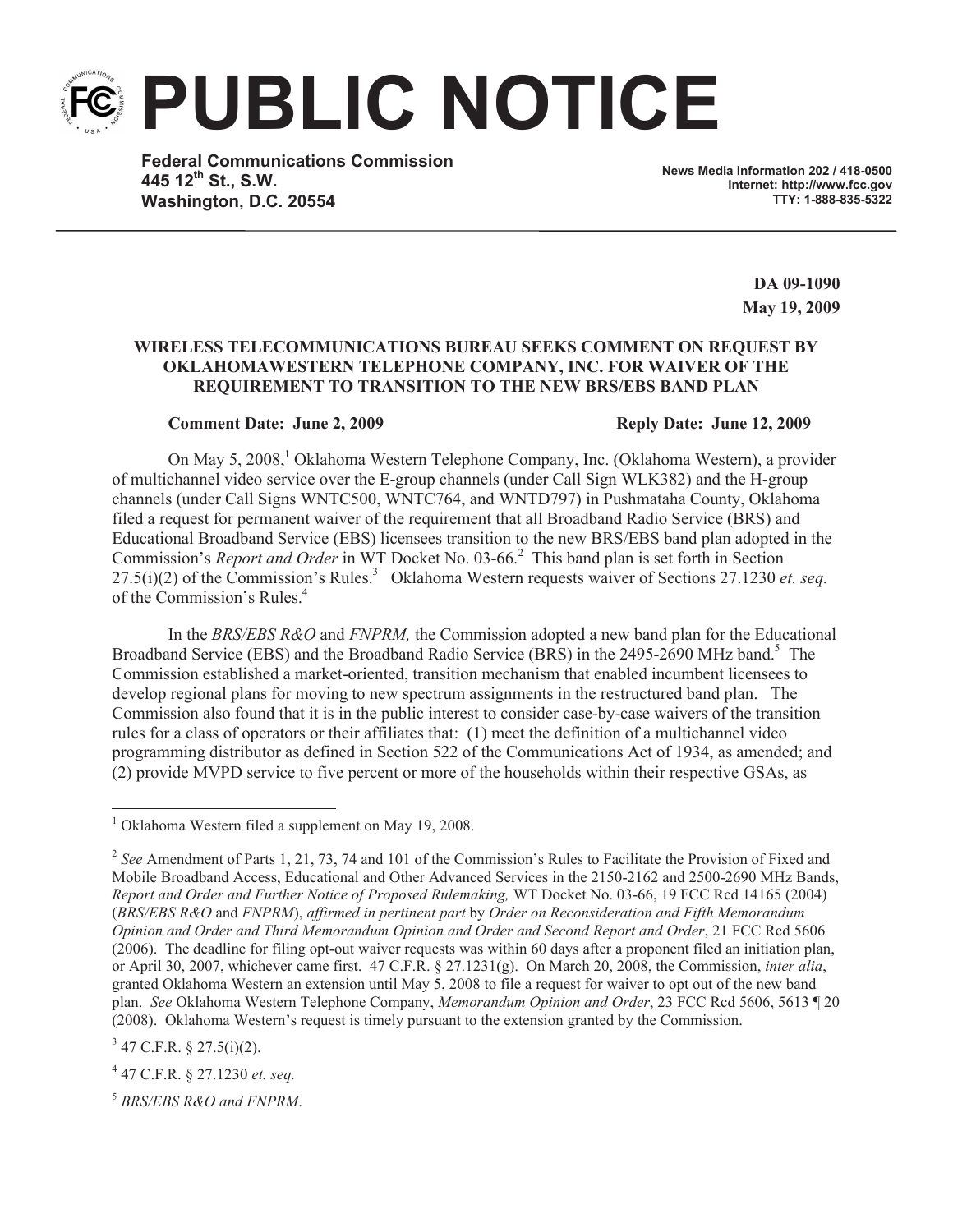# PUBLIC NOTICE

**Federal Communications Commission**
**445 12th St., S.W.**
**Washington, D.C. 20554**

**News Media Information 202 / 418-0500**
**Internet: http://www.fcc.gov**
**TTY: 1-888-835-5322**

**DA 09-1090**
**May 19, 2009**

**WIRELESS TELECOMMUNICATIONS BUREAU SEEKS COMMENT ON REQUEST BY OKLAHOMAWESTERN TELEPHONE COMPANY, INC. FOR WAIVER OF THE REQUIREMENT TO TRANSITION TO THE NEW BRS/EBS BAND PLAN**

**Comment Date: June 2, 2009** **Reply Date: June 12, 2009**

On May 5, 2008,[1] Oklahoma Western Telephone Company, Inc. (Oklahoma Western), a provider of multichannel video service over the E-group channels (under Call Sign WLK382) and the H-group channels (under Call Signs WNTC500, WNTC764, and WNTD797) in Pushmataha County, Oklahoma filed a request for permanent waiver of the requirement that all Broadband Radio Service (BRS) and Educational Broadband Service (EBS) licensees transition to the new BRS/EBS band plan adopted in the Commission's *Report and Order* in WT Docket No. 03-66.[2] This band plan is set forth in Section 27.5(i)(2) of the Commission's Rules.[3] Oklahoma Western requests waiver of Sections 27.1230 *et. seq.* of the Commission's Rules.[4]

In the *BRS/EBS R&O* and *FNPRM,* the Commission adopted a new band plan for the Educational Broadband Service (EBS) and the Broadband Radio Service (BRS) in the 2495-2690 MHz band.[5] The Commission established a market-oriented, transition mechanism that enabled incumbent licensees to develop regional plans for moving to new spectrum assignments in the restructured band plan. The Commission also found that it is in the public interest to consider case-by-case waivers of the transition rules for a class of operators or their affiliates that: (1) meet the definition of a multichannel video programming distributor as defined in Section 522 of the Communications Act of 1934, as amended; and (2) provide MVPD service to five percent or more of the households within their respective GSAs, as

---

[1] Oklahoma Western filed a supplement on May 19, 2008.

[2] *See* Amendment of Parts 1, 21, 73, 74 and 101 of the Commission's Rules to Facilitate the Provision of Fixed and Mobile Broadband Access, Educational and Other Advanced Services in the 2150-2162 and 2500-2690 MHz Bands, *Report and Order and Further Notice of Proposed Rulemaking,* WT Docket No. 03-66, 19 FCC Rcd 14165 (2004) (*BRS/EBS R&O* and *FNPRM*), *affirmed in pertinent part* by *Order on Reconsideration and Fifth Memorandum Opinion and Order and Third Memorandum Opinion and Order and Second Report and Order*, 21 FCC Rcd 5606 (2006). The deadline for filing opt-out waiver requests was within 60 days after a proponent filed an initiation plan, or April 30, 2007, whichever came first. 47 C.F.R. § 27.1231(g). On March 20, 2008, the Commission, *inter alia*, granted Oklahoma Western an extension until May 5, 2008 to file a request for waiver to opt out of the new band plan. *See* Oklahoma Western Telephone Company, *Memorandum Opinion and Order*, 23 FCC Rcd 5606, 5613 ¶ 20 (2008). Oklahoma Western's request is timely pursuant to the extension granted by the Commission.

[3] 47 C.F.R. § 27.5(i)(2).

[4] 47 C.F.R. § 27.1230 *et. seq.*

[5] *BRS/EBS R&O and FNPRM*.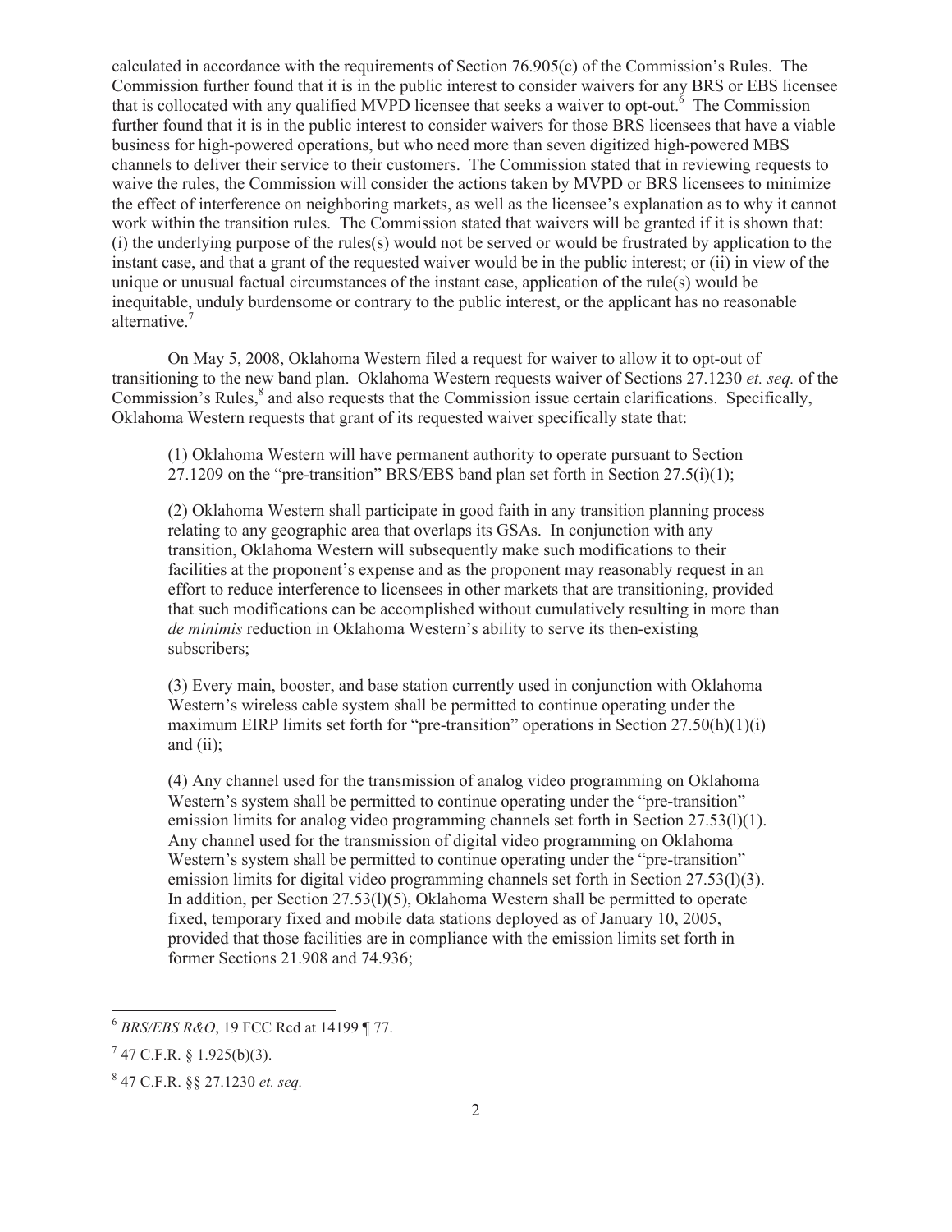calculated in accordance with the requirements of Section 76.905(c) of the Commission's Rules. The Commission further found that it is in the public interest to consider waivers for any BRS or EBS licensee that is collocated with any qualified MVPD licensee that seeks a waiver to opt-out.[6] The Commission further found that it is in the public interest to consider waivers for those BRS licensees that have a viable business for high-powered operations, but who need more than seven digitized high-powered MBS channels to deliver their service to their customers. The Commission stated that in reviewing requests to waive the rules, the Commission will consider the actions taken by MVPD or BRS licensees to minimize the effect of interference on neighboring markets, as well as the licensee's explanation as to why it cannot work within the transition rules. The Commission stated that waivers will be granted if it is shown that: (i) the underlying purpose of the rules(s) would not be served or would be frustrated by application to the instant case, and that a grant of the requested waiver would be in the public interest; or (ii) in view of the unique or unusual factual circumstances of the instant case, application of the rule(s) would be inequitable, unduly burdensome or contrary to the public interest, or the applicant has no reasonable alternative.[7]

On May 5, 2008, Oklahoma Western filed a request for waiver to allow it to opt-out of transitioning to the new band plan. Oklahoma Western requests waiver of Sections 27.1230 *et. seq.* of the Commission's Rules,[8] and also requests that the Commission issue certain clarifications. Specifically, Oklahoma Western requests that grant of its requested waiver specifically state that:

> (1) Oklahoma Western will have permanent authority to operate pursuant to Section 27.1209 on the "pre-transition" BRS/EBS band plan set forth in Section 27.5(i)(1);
>
> (2) Oklahoma Western shall participate in good faith in any transition planning process relating to any geographic area that overlaps its GSAs. In conjunction with any transition, Oklahoma Western will subsequently make such modifications to their facilities at the proponent's expense and as the proponent may reasonably request in an effort to reduce interference to licensees in other markets that are transitioning, provided that such modifications can be accomplished without cumulatively resulting in more than *de minimis* reduction in Oklahoma Western's ability to serve its then-existing subscribers;
>
> (3) Every main, booster, and base station currently used in conjunction with Oklahoma Western's wireless cable system shall be permitted to continue operating under the maximum EIRP limits set forth for "pre-transition" operations in Section 27.50(h)(1)(i) and (ii);
>
> (4) Any channel used for the transmission of analog video programming on Oklahoma Western's system shall be permitted to continue operating under the "pre-transition" emission limits for analog video programming channels set forth in Section 27.53(l)(1). Any channel used for the transmission of digital video programming on Oklahoma Western's system shall be permitted to continue operating under the "pre-transition" emission limits for digital video programming channels set forth in Section 27.53(l)(3). In addition, per Section 27.53(l)(5), Oklahoma Western shall be permitted to operate fixed, temporary fixed and mobile data stations deployed as of January 10, 2005, provided that those facilities are in compliance with the emission limits set forth in former Sections 21.908 and 74.936;

---

[6] *BRS/EBS R&O*, 19 FCC Rcd at 14199 ¶ 77.

[7] 47 C.F.R. § 1.925(b)(3).

[8] 47 C.F.R. §§ 27.1230 *et. seq.*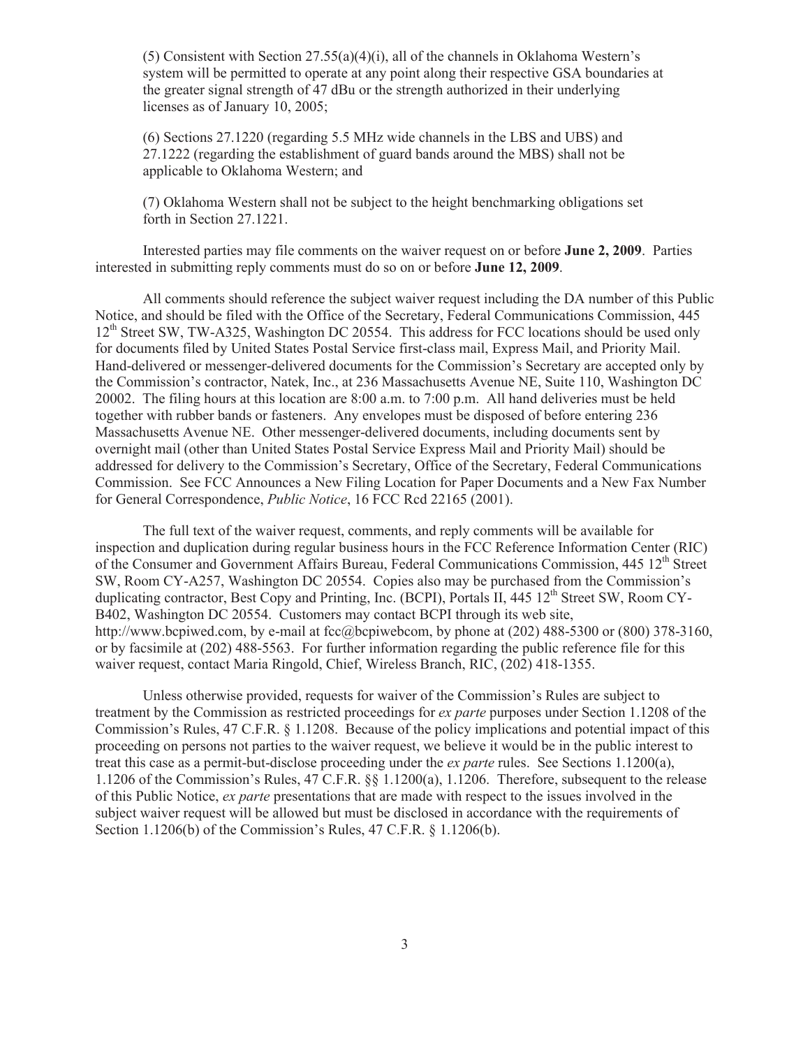(5) Consistent with Section 27.55(a)(4)(i), all of the channels in Oklahoma Western's system will be permitted to operate at any point along their respective GSA boundaries at the greater signal strength of 47 dBu or the strength authorized in their underlying licenses as of January 10, 2005;

(6) Sections 27.1220 (regarding 5.5 MHz wide channels in the LBS and UBS) and 27.1222 (regarding the establishment of guard bands around the MBS) shall not be applicable to Oklahoma Western; and

(7) Oklahoma Western shall not be subject to the height benchmarking obligations set forth in Section 27.1221.

Interested parties may file comments on the waiver request on or before **June 2, 2009**. Parties interested in submitting reply comments must do so on or before **June 12, 2009**.

All comments should reference the subject waiver request including the DA number of this Public Notice, and should be filed with the Office of the Secretary, Federal Communications Commission, 445 12th Street SW, TW-A325, Washington DC 20554. This address for FCC locations should be used only for documents filed by United States Postal Service first-class mail, Express Mail, and Priority Mail. Hand-delivered or messenger-delivered documents for the Commission's Secretary are accepted only by the Commission's contractor, Natek, Inc., at 236 Massachusetts Avenue NE, Suite 110, Washington DC 20002. The filing hours at this location are 8:00 a.m. to 7:00 p.m. All hand deliveries must be held together with rubber bands or fasteners. Any envelopes must be disposed of before entering 236 Massachusetts Avenue NE. Other messenger-delivered documents, including documents sent by overnight mail (other than United States Postal Service Express Mail and Priority Mail) should be addressed for delivery to the Commission's Secretary, Office of the Secretary, Federal Communications Commission. See FCC Announces a New Filing Location for Paper Documents and a New Fax Number for General Correspondence, *Public Notice*, 16 FCC Rcd 22165 (2001).

The full text of the waiver request, comments, and reply comments will be available for inspection and duplication during regular business hours in the FCC Reference Information Center (RIC) of the Consumer and Government Affairs Bureau, Federal Communications Commission, 445 12th Street SW, Room CY-A257, Washington DC 20554. Copies also may be purchased from the Commission's duplicating contractor, Best Copy and Printing, Inc. (BCPI), Portals II, 445 12th Street SW, Room CY-B402, Washington DC 20554. Customers may contact BCPI through its web site, http://www.bcpiwed.com, by e-mail at fcc@bcpiwebcom, by phone at (202) 488-5300 or (800) 378-3160, or by facsimile at (202) 488-5563. For further information regarding the public reference file for this waiver request, contact Maria Ringold, Chief, Wireless Branch, RIC, (202) 418-1355.

Unless otherwise provided, requests for waiver of the Commission's Rules are subject to treatment by the Commission as restricted proceedings for *ex parte* purposes under Section 1.1208 of the Commission's Rules, 47 C.F.R. § 1.1208. Because of the policy implications and potential impact of this proceeding on persons not parties to the waiver request, we believe it would be in the public interest to treat this case as a permit-but-disclose proceeding under the *ex parte* rules. See Sections 1.1200(a), 1.1206 of the Commission's Rules, 47 C.F.R. §§ 1.1200(a), 1.1206. Therefore, subsequent to the release of this Public Notice, *ex parte* presentations that are made with respect to the issues involved in the subject waiver request will be allowed but must be disclosed in accordance with the requirements of Section 1.1206(b) of the Commission's Rules, 47 C.F.R. § 1.1206(b).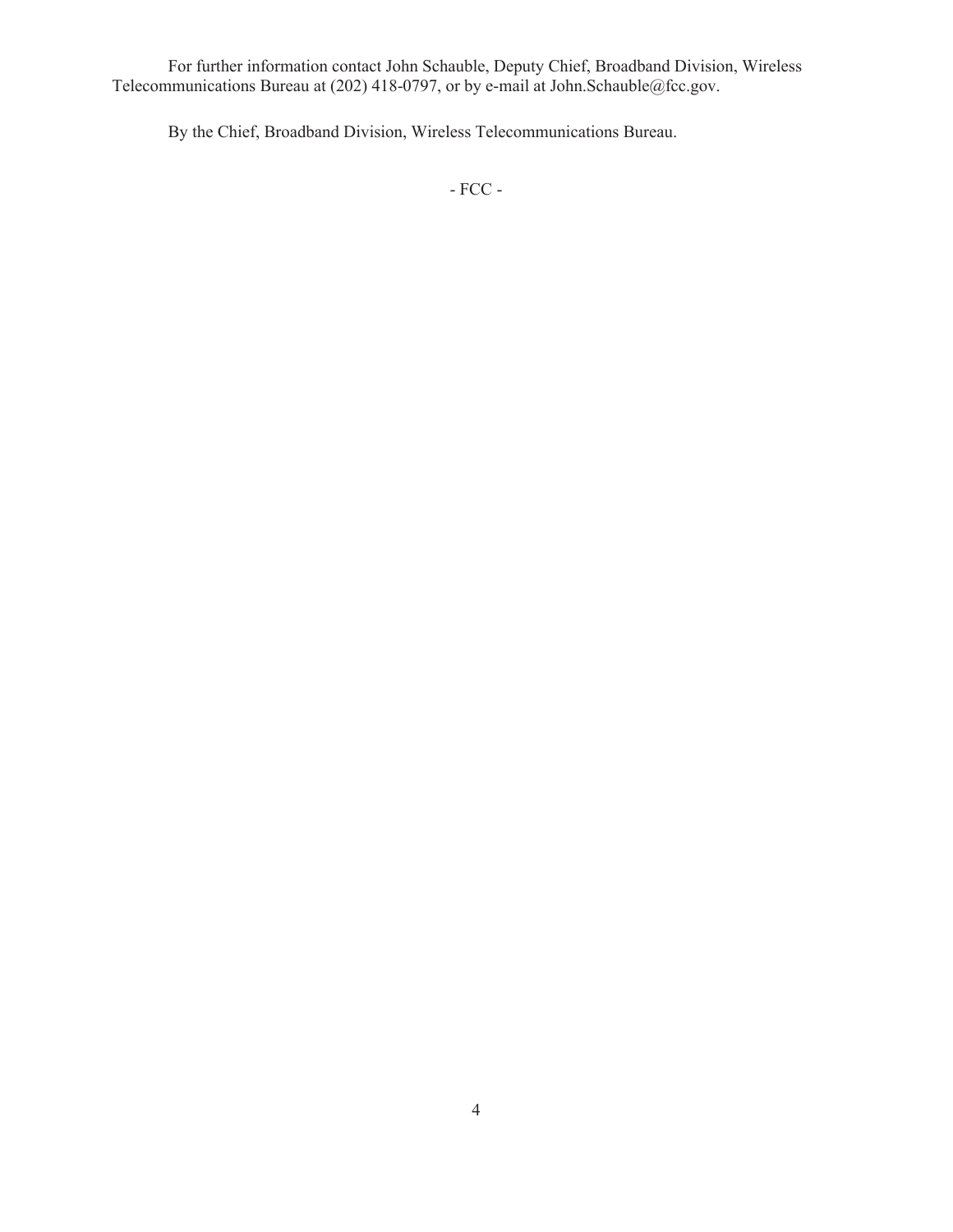For further information contact John Schauble, Deputy Chief, Broadband Division, Wireless Telecommunications Bureau at (202) 418-0797, or by e-mail at John.Schauble@fcc.gov.

By the Chief, Broadband Division, Wireless Telecommunications Bureau.

- FCC -